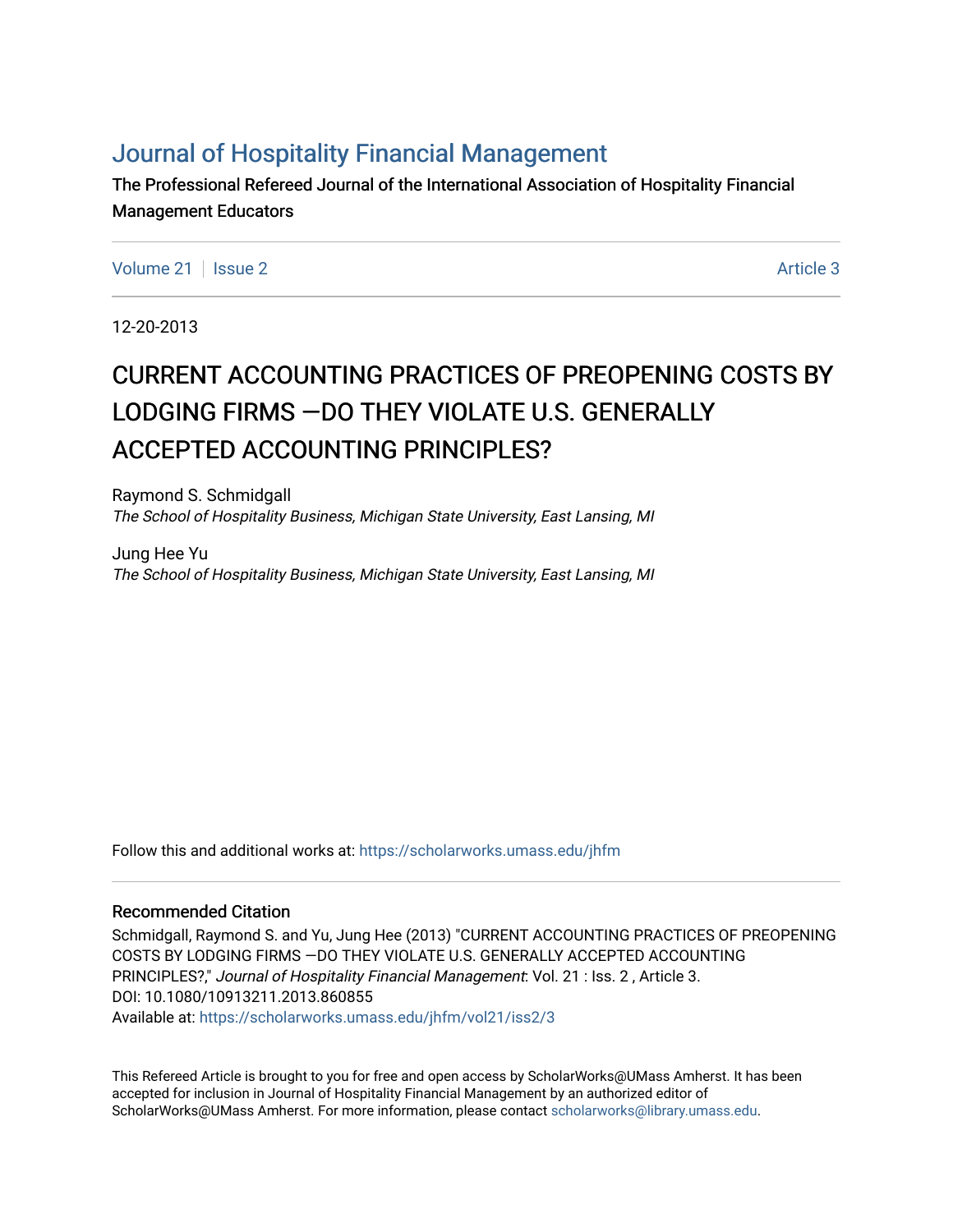# Journal of Hospitality Financial Management

The Professional Refereed Journal of the International Association of Hospitality Financial Management Educators

Volume 21 | Issue 2 | Article 3

12-20-2013

## CURRENT ACCOUNTING PRACTICES OF PREOPENING COSTS BY LODGING FIRMS —DO THEY VIOLATE U.S. GENERALLY ACCEPTED ACCOUNTING PRINCIPLES?

Raymond S. Schmidgall
*The School of Hospitality Business, Michigan State University, East Lansing, MI*

Jung Hee Yu
*The School of Hospitality Business, Michigan State University, East Lansing, MI*

Follow this and additional works at: https://scholarworks.umass.edu/jhfm

### Recommended Citation

Schmidgall, Raymond S. and Yu, Jung Hee (2013) "CURRENT ACCOUNTING PRACTICES OF PREOPENING COSTS BY LODGING FIRMS —DO THEY VIOLATE U.S. GENERALLY ACCEPTED ACCOUNTING PRINCIPLES?," *Journal of Hospitality Financial Management*: Vol. 21 : Iss. 2 , Article 3.
DOI: 10.1080/10913211.2013.860855
Available at: https://scholarworks.umass.edu/jhfm/vol21/iss2/3

This Refereed Article is brought to you for free and open access by ScholarWorks@UMass Amherst. It has been accepted for inclusion in Journal of Hospitality Financial Management by an authorized editor of ScholarWorks@UMass Amherst. For more information, please contact scholarworks@library.umass.edu.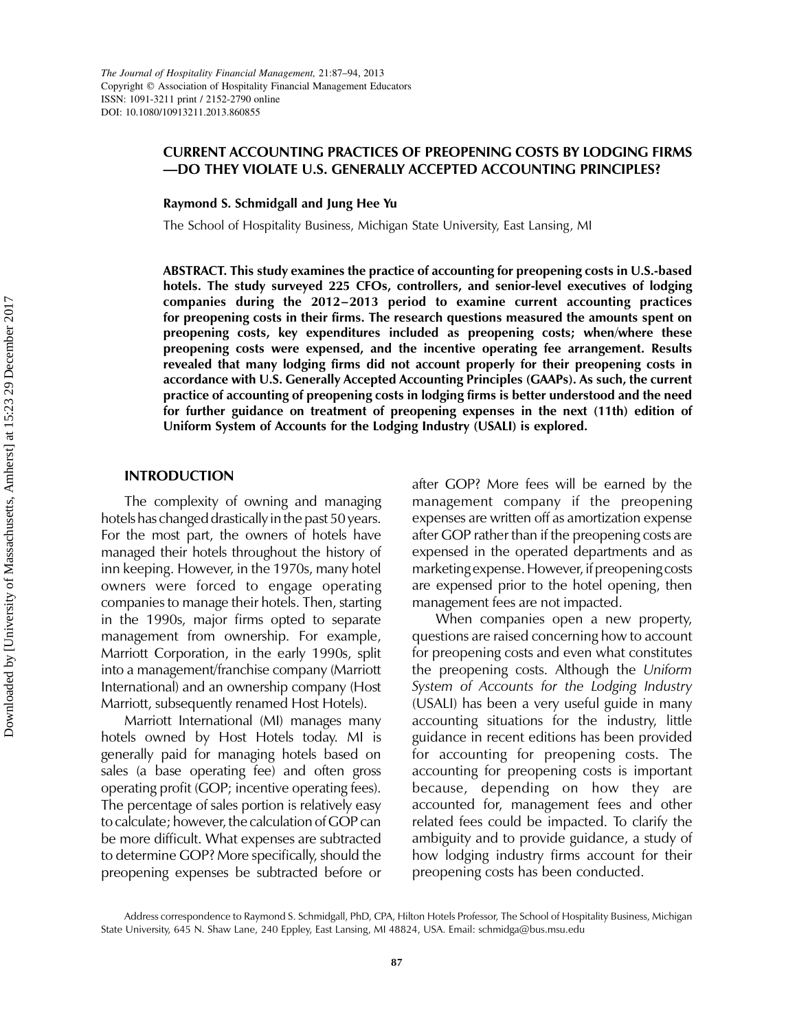*The Journal of Hospitality Financial Management*, 21:87–94, 2013
Copyright © Association of Hospitality Financial Management Educators
ISSN: 1091-3211 print / 2152-2790 online
DOI: 10.1080/10913211.2013.860855

# CURRENT ACCOUNTING PRACTICES OF PREOPENING COSTS BY LODGING FIRMS —DO THEY VIOLATE U.S. GENERALLY ACCEPTED ACCOUNTING PRINCIPLES?

**Raymond S. Schmidgall and Jung Hee Yu**

The School of Hospitality Business, Michigan State University, East Lansing, MI

**ABSTRACT. This study examines the practice of accounting for preopening costs in U.S.-based hotels. The study surveyed 225 CFOs, controllers, and senior-level executives of lodging companies during the 2012–2013 period to examine current accounting practices for preopening costs in their firms. The research questions measured the amounts spent on preopening costs, key expenditures included as preopening costs; when/where these preopening costs were expensed, and the incentive operating fee arrangement. Results revealed that many lodging firms did not account properly for their preopening costs in accordance with U.S. Generally Accepted Accounting Principles (GAAPs). As such, the current practice of accounting of preopening costs in lodging firms is better understood and the need for further guidance on treatment of preopening expenses in the next (11th) edition of Uniform System of Accounts for the Lodging Industry (USALI) is explored.**

## INTRODUCTION

The complexity of owning and managing hotels has changed drastically in the past 50 years. For the most part, the owners of hotels have managed their hotels throughout the history of inn keeping. However, in the 1970s, many hotel owners were forced to engage operating companies to manage their hotels. Then, starting in the 1990s, major firms opted to separate management from ownership. For example, Marriott Corporation, in the early 1990s, split into a management/franchise company (Marriott International) and an ownership company (Host Marriott, subsequently renamed Host Hotels).

Marriott International (MI) manages many hotels owned by Host Hotels today. MI is generally paid for managing hotels based on sales (a base operating fee) and often gross operating profit (GOP; incentive operating fees). The percentage of sales portion is relatively easy to calculate; however, the calculation of GOP can be more difficult. What expenses are subtracted to determine GOP? More specifically, should the preopening expenses be subtracted before or after GOP? More fees will be earned by the management company if the preopening expenses are written off as amortization expense after GOP rather than if the preopening costs are expensed in the operated departments and as marketing expense. However, if preopening costs are expensed prior to the hotel opening, then management fees are not impacted.

When companies open a new property, questions are raised concerning how to account for preopening costs and even what constitutes the preopening costs. Although the *Uniform System of Accounts for the Lodging Industry* (USALI) has been a very useful guide in many accounting situations for the industry, little guidance in recent editions has been provided for accounting for preopening costs. The accounting for preopening costs is important because, depending on how they are accounted for, management fees and other related fees could be impacted. To clarify the ambiguity and to provide guidance, a study of how lodging industry firms account for their preopening costs has been conducted.

Address correspondence to Raymond S. Schmidgall, PhD, CPA, Hilton Hotels Professor, The School of Hospitality Business, Michigan State University, 645 N. Shaw Lane, 240 Eppley, East Lansing, MI 48824, USA. Email: schmidga@bus.msu.edu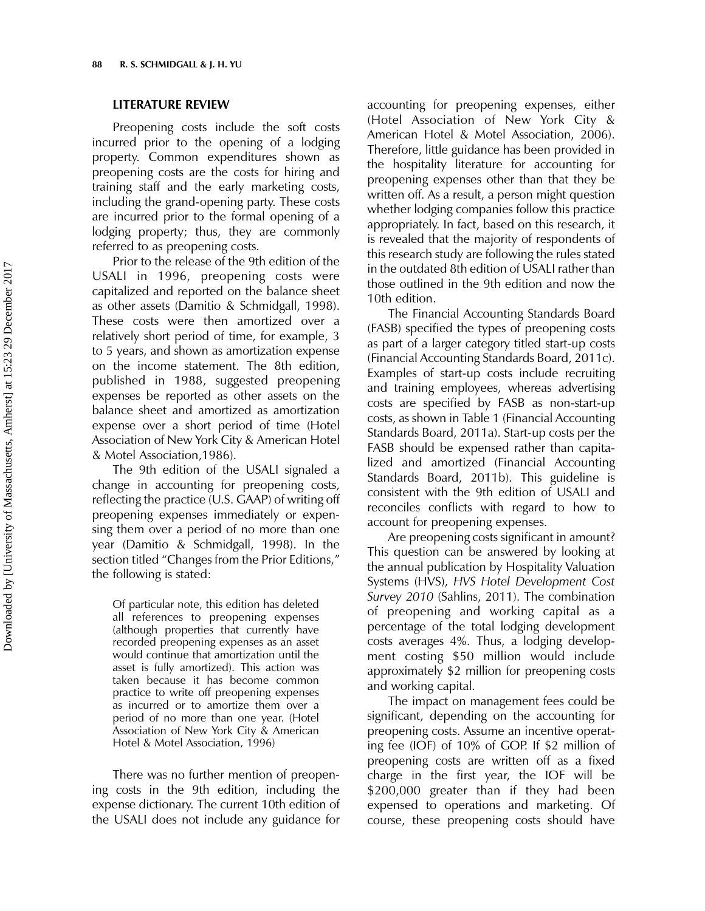## LITERATURE REVIEW

Preopening costs include the soft costs incurred prior to the opening of a lodging property. Common expenditures shown as preopening costs are the costs for hiring and training staff and the early marketing costs, including the grand-opening party. These costs are incurred prior to the formal opening of a lodging property; thus, they are commonly referred to as preopening costs.

Prior to the release of the 9th edition of the USALI in 1996, preopening costs were capitalized and reported on the balance sheet as other assets (Damitio & Schmidgall, 1998). These costs were then amortized over a relatively short period of time, for example, 3 to 5 years, and shown as amortization expense on the income statement. The 8th edition, published in 1988, suggested preopening expenses be reported as other assets on the balance sheet and amortized as amortization expense over a short period of time (Hotel Association of New York City & American Hotel & Motel Association,1986).

The 9th edition of the USALI signaled a change in accounting for preopening costs, reflecting the practice (U.S. GAAP) of writing off preopening expenses immediately or expensing them over a period of no more than one year (Damitio & Schmidgall, 1998). In the section titled "Changes from the Prior Editions," the following is stated:

> Of particular note, this edition has deleted all references to preopening expenses (although properties that currently have recorded preopening expenses as an asset would continue that amortization until the asset is fully amortized). This action was taken because it has become common practice to write off preopening expenses as incurred or to amortize them over a period of no more than one year. (Hotel Association of New York City & American Hotel & Motel Association, 1996)

There was no further mention of preopening costs in the 9th edition, including the expense dictionary. The current 10th edition of the USALI does not include any guidance for accounting for preopening expenses, either (Hotel Association of New York City & American Hotel & Motel Association, 2006). Therefore, little guidance has been provided in the hospitality literature for accounting for preopening expenses other than that they be written off. As a result, a person might question whether lodging companies follow this practice appropriately. In fact, based on this research, it is revealed that the majority of respondents of this research study are following the rules stated in the outdated 8th edition of USALI rather than those outlined in the 9th edition and now the 10th edition.

The Financial Accounting Standards Board (FASB) specified the types of preopening costs as part of a larger category titled start-up costs (Financial Accounting Standards Board, 2011c). Examples of start-up costs include recruiting and training employees, whereas advertising costs are specified by FASB as non-start-up costs, as shown in Table 1 (Financial Accounting Standards Board, 2011a). Start-up costs per the FASB should be expensed rather than capitalized and amortized (Financial Accounting Standards Board, 2011b). This guideline is consistent with the 9th edition of USALI and reconciles conflicts with regard to how to account for preopening expenses.

Are preopening costs significant in amount? This question can be answered by looking at the annual publication by Hospitality Valuation Systems (HVS), *HVS Hotel Development Cost Survey 2010* (Sahlins, 2011). The combination of preopening and working capital as a percentage of the total lodging development costs averages 4%. Thus, a lodging development costing \$50 million would include approximately \$2 million for preopening costs and working capital.

The impact on management fees could be significant, depending on the accounting for preopening costs. Assume an incentive operating fee (IOF) of 10% of GOP. If \$2 million of preopening costs are written off as a fixed charge in the first year, the IOF will be \$200,000 greater than if they had been expensed to operations and marketing. Of course, these preopening costs should have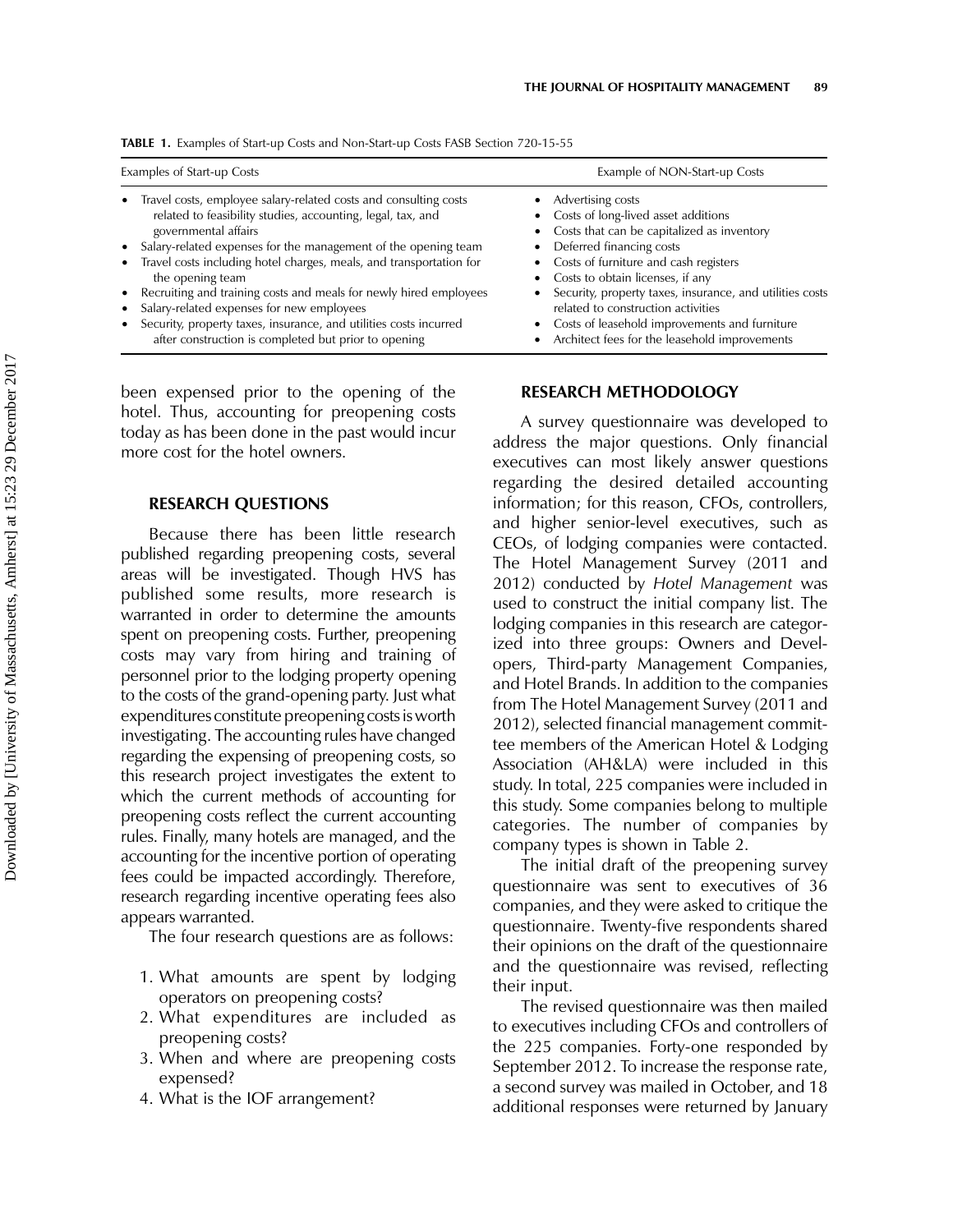**TABLE 1.** Examples of Start-up Costs and Non-Start-up Costs FASB Section 720-15-55

| Examples of Start-up Costs | Example of NON-Start-up Costs |
|---|---|
| • Travel costs, employee salary-related costs and consulting costs related to feasibility studies, accounting, legal, tax, and governmental affairs<br>• Salary-related expenses for the management of the opening team<br>• Travel costs including hotel charges, meals, and transportation for the opening team<br>• Recruiting and training costs and meals for newly hired employees<br>• Salary-related expenses for new employees<br>• Security, property taxes, insurance, and utilities costs incurred after construction is completed but prior to opening | • Advertising costs<br>• Costs of long-lived asset additions<br>• Costs that can be capitalized as inventory<br>• Deferred financing costs<br>• Costs of furniture and cash registers<br>• Costs to obtain licenses, if any<br>• Security, property taxes, insurance, and utilities costs related to construction activities<br>• Costs of leasehold improvements and furniture<br>• Architect fees for the leasehold improvements |

been expensed prior to the opening of the hotel. Thus, accounting for preopening costs today as has been done in the past would incur more cost for the hotel owners.

## RESEARCH QUESTIONS

Because there has been little research published regarding preopening costs, several areas will be investigated. Though HVS has published some results, more research is warranted in order to determine the amounts spent on preopening costs. Further, preopening costs may vary from hiring and training of personnel prior to the lodging property opening to the costs of the grand-opening party. Just what expenditures constitute preopening costs is worth investigating. The accounting rules have changed regarding the expensing of preopening costs, so this research project investigates the extent to which the current methods of accounting for preopening costs reflect the current accounting rules. Finally, many hotels are managed, and the accounting for the incentive portion of operating fees could be impacted accordingly. Therefore, research regarding incentive operating fees also appears warranted.

The four research questions are as follows:

1. What amounts are spent by lodging operators on preopening costs?
2. What expenditures are included as preopening costs?
3. When and where are preopening costs expensed?
4. What is the IOF arrangement?

## RESEARCH METHODOLOGY

A survey questionnaire was developed to address the major questions. Only financial executives can most likely answer questions regarding the desired detailed accounting information; for this reason, CFOs, controllers, and higher senior-level executives, such as CEOs, of lodging companies were contacted. The Hotel Management Survey (2011 and 2012) conducted by *Hotel Management* was used to construct the initial company list. The lodging companies in this research are categorized into three groups: Owners and Developers, Third-party Management Companies, and Hotel Brands. In addition to the companies from The Hotel Management Survey (2011 and 2012), selected financial management committee members of the American Hotel & Lodging Association (AH&LA) were included in this study. In total, 225 companies were included in this study. Some companies belong to multiple categories. The number of companies by company types is shown in Table 2.

The initial draft of the preopening survey questionnaire was sent to executives of 36 companies, and they were asked to critique the questionnaire. Twenty-five respondents shared their opinions on the draft of the questionnaire and the questionnaire was revised, reflecting their input.

The revised questionnaire was then mailed to executives including CFOs and controllers of the 225 companies. Forty-one responded by September 2012. To increase the response rate, a second survey was mailed in October, and 18 additional responses were returned by January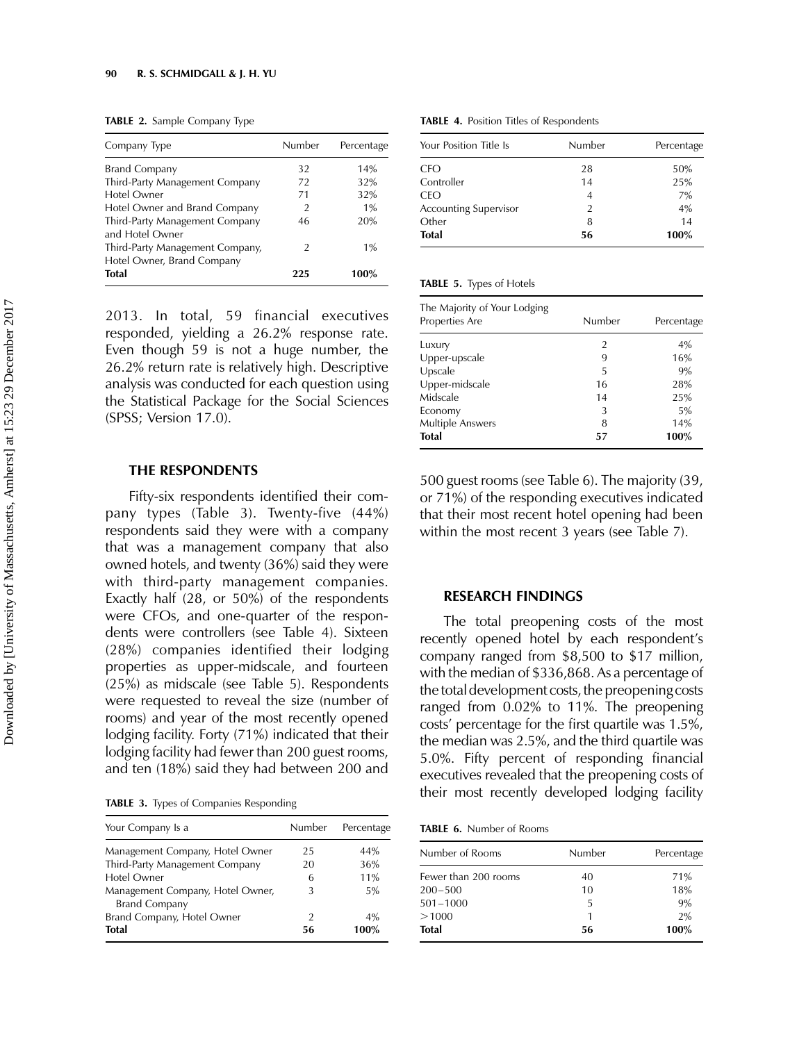**TABLE 2.** Sample Company Type

| Company Type | Number | Percentage |
|---|---|---|
| Brand Company | 32 | 14% |
| Third-Party Management Company | 72 | 32% |
| Hotel Owner | 71 | 32% |
| Hotel Owner and Brand Company | 2 | 1% |
| Third-Party Management Company and Hotel Owner | 46 | 20% |
| Third-Party Management Company, Hotel Owner, Brand Company | 2 | 1% |
| **Total** | **225** | **100%** |

2013. In total, 59 financial executives responded, yielding a 26.2% response rate. Even though 59 is not a huge number, the 26.2% return rate is relatively high. Descriptive analysis was conducted for each question using the Statistical Package for the Social Sciences (SPSS; Version 17.0).

## THE RESPONDENTS

Fifty-six respondents identified their company types (Table 3). Twenty-five (44%) respondents said they were with a company that was a management company that also owned hotels, and twenty (36%) said they were with third-party management companies. Exactly half (28, or 50%) of the respondents were CFOs, and one-quarter of the respondents were controllers (see Table 4). Sixteen (28%) companies identified their lodging properties as upper-midscale, and fourteen (25%) as midscale (see Table 5). Respondents were requested to reveal the size (number of rooms) and year of the most recently opened lodging facility. Forty (71%) indicated that their lodging facility had fewer than 200 guest rooms, and ten (18%) said they had between 200 and 500 guest rooms (see Table 6). The majority (39, or 71%) of the responding executives indicated that their most recent hotel opening had been within the most recent 3 years (see Table 7).

**TABLE 3.** Types of Companies Responding

| Your Company Is a | Number | Percentage |
|---|---|---|
| Management Company, Hotel Owner | 25 | 44% |
| Third-Party Management Company | 20 | 36% |
| Hotel Owner | 6 | 11% |
| Management Company, Hotel Owner, Brand Company | 3 | 5% |
| Brand Company, Hotel Owner | 2 | 4% |
| **Total** | **56** | **100%** |

**TABLE 4.** Position Titles of Respondents

| Your Position Title Is | Number | Percentage |
|---|---|---|
| CFO | 28 | 50% |
| Controller | 14 | 25% |
| CEO | 4 | 7% |
| Accounting Supervisor | 2 | 4% |
| Other | 8 | 14 |
| **Total** | **56** | **100%** |

**TABLE 5.** Types of Hotels

| The Majority of Your Lodging Properties Are | Number | Percentage |
|---|---|---|
| Luxury | 2 | 4% |
| Upper-upscale | 9 | 16% |
| Upscale | 5 | 9% |
| Upper-midscale | 16 | 28% |
| Midscale | 14 | 25% |
| Economy | 3 | 5% |
| Multiple Answers | 8 | 14% |
| **Total** | **57** | **100%** |

## RESEARCH FINDINGS

The total preopening costs of the most recently opened hotel by each respondent's company ranged from $8,500 to $17 million, with the median of $336,868. As a percentage of the total development costs, the preopening costs ranged from 0.02% to 11%. The preopening costs' percentage for the first quartile was 1.5%, the median was 2.5%, and the third quartile was 5.0%. Fifty percent of responding financial executives revealed that the preopening costs of their most recently developed lodging facility

**TABLE 6.** Number of Rooms

| Number of Rooms | Number | Percentage |
|---|---|---|
| Fewer than 200 rooms | 40 | 71% |
| 200–500 | 10 | 18% |
| 501–1000 | 5 | 9% |
| >1000 | 1 | 2% |
| **Total** | **56** | **100%** |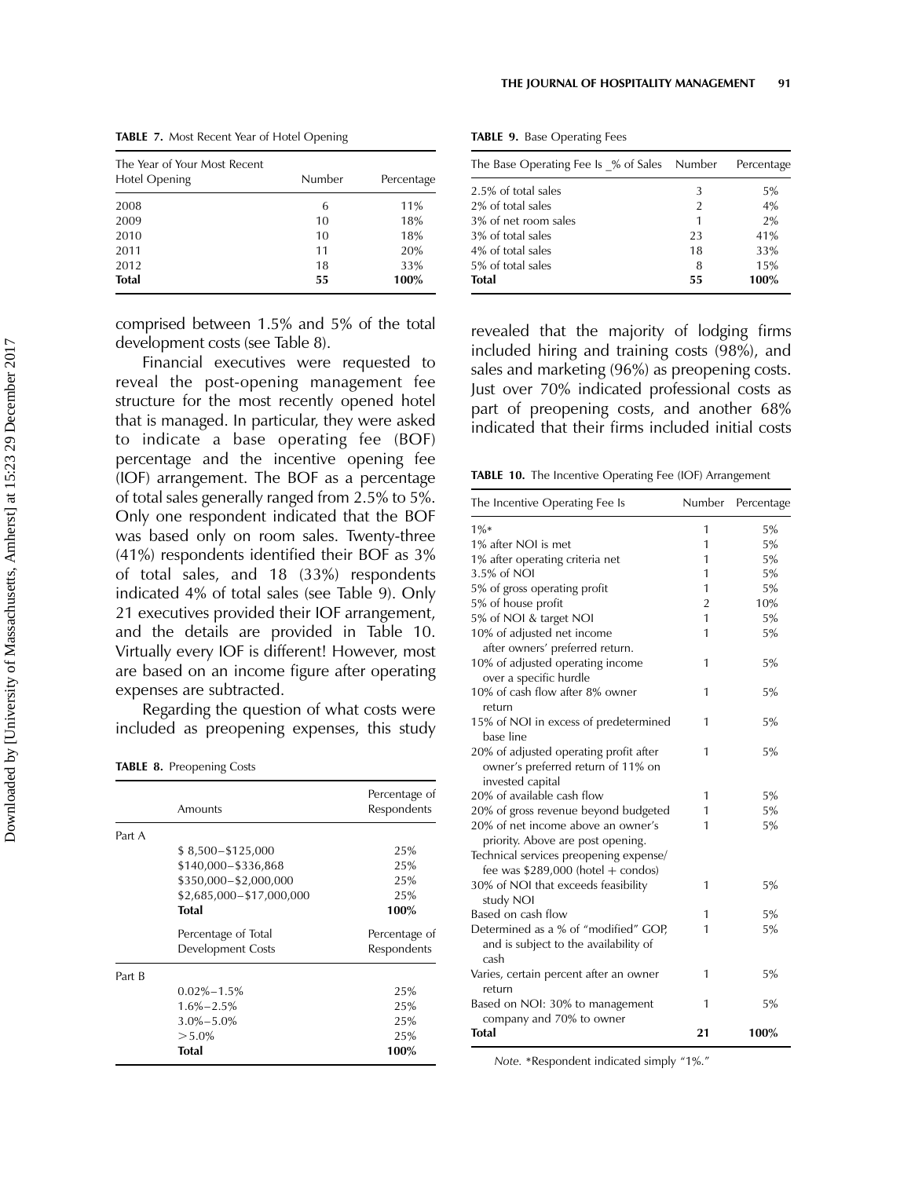**TABLE 7.** Most Recent Year of Hotel Opening

| The Year of Your Most Recent Hotel Opening | Number | Percentage |
|---|---|---|
| 2008 | 6 | 11% |
| 2009 | 10 | 18% |
| 2010 | 10 | 18% |
| 2011 | 11 | 20% |
| 2012 | 18 | 33% |
| **Total** | **55** | **100%** |

comprised between 1.5% and 5% of the total development costs (see Table 8).

Financial executives were requested to reveal the post-opening management fee structure for the most recently opened hotel that is managed. In particular, they were asked to indicate a base operating fee (BOF) percentage and the incentive opening fee (IOF) arrangement. The BOF as a percentage of total sales generally ranged from 2.5% to 5%. Only one respondent indicated that the BOF was based only on room sales. Twenty-three (41%) respondents identified their BOF as 3% of total sales, and 18 (33%) respondents indicated 4% of total sales (see Table 9). Only 21 executives provided their IOF arrangement, and the details are provided in Table 10. Virtually every IOF is different! However, most are based on an income figure after operating expenses are subtracted.

Regarding the question of what costs were included as preopening expenses, this study revealed that the majority of lodging firms included hiring and training costs (98%), and sales and marketing (96%) as preopening costs. Just over 70% indicated professional costs as part of preopening costs, and another 68% indicated that their firms included initial costs

**TABLE 8.** Preopening Costs

| | Amounts | Percentage of Respondents |
|---|---|---|
| Part A | | |
| | $ 8,500–$125,000 | 25% |
| | $140,000–$336,868 | 25% |
| | $350,000–$2,000,000 | 25% |
| | $2,685,000–$17,000,000 | 25% |
| | **Total** | **100%** |
| | Percentage of Total Development Costs | Percentage of Respondents |
| Part B | | |
| | 0.02%–1.5% | 25% |
| | 1.6%–2.5% | 25% |
| | 3.0%–5.0% | 25% |
| | >5.0% | 25% |
| | **Total** | **100%** |

**TABLE 9.** Base Operating Fees

| The Base Operating Fee Is _% of Sales | Number | Percentage |
|---|---|---|
| 2.5% of total sales | 3 | 5% |
| 2% of total sales | 2 | 4% |
| 3% of net room sales | 1 | 2% |
| 3% of total sales | 23 | 41% |
| 4% of total sales | 18 | 33% |
| 5% of total sales | 8 | 15% |
| **Total** | **55** | **100%** |

**TABLE 10.** The Incentive Operating Fee (IOF) Arrangement

| The Incentive Operating Fee Is | Number | Percentage |
|---|---|---|
| 1%* | 1 | 5% |
| 1% after NOI is met | 1 | 5% |
| 1% after operating criteria net | 1 | 5% |
| 3.5% of NOI | 1 | 5% |
| 5% of gross operating profit | 1 | 5% |
| 5% of house profit | 2 | 10% |
| 5% of NOI & target NOI | 1 | 5% |
| 10% of adjusted net income after owners' preferred return. | 1 | 5% |
| 10% of adjusted operating income over a specific hurdle | 1 | 5% |
| 10% of cash flow after 8% owner return | 1 | 5% |
| 15% of NOI in excess of predetermined base line | 1 | 5% |
| 20% of adjusted operating profit after owner's preferred return of 11% on invested capital | 1 | 5% |
| 20% of available cash flow | 1 | 5% |
| 20% of gross revenue beyond budgeted | 1 | 5% |
| 20% of net income above an owner's priority. Above are post opening. Technical services preopening expense/ fee was $289,000 (hotel + condos) | 1 | 5% |
| 30% of NOI that exceeds feasibility study NOI | 1 | 5% |
| Based on cash flow | 1 | 5% |
| Determined as a % of "modified" GOP, and is subject to the availability of cash | 1 | 5% |
| Varies, certain percent after an owner return | 1 | 5% |
| Based on NOI: 30% to management company and 70% to owner | 1 | 5% |
| **Total** | **21** | **100%** |

*Note.* *Respondent indicated simply "1%."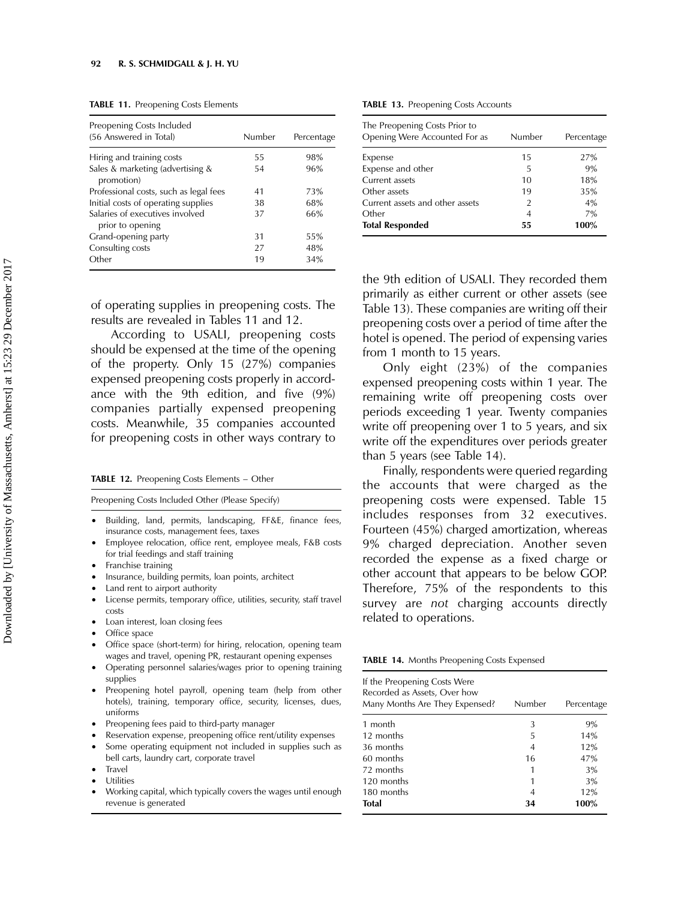**TABLE 11.** Preopening Costs Elements

| Preopening Costs Included (56 Answered in Total) | Number | Percentage |
|---|---|---|
| Hiring and training costs | 55 | 98% |
| Sales & marketing (advertising & promotion) | 54 | 96% |
| Professional costs, such as legal fees | 41 | 73% |
| Initial costs of operating supplies | 38 | 68% |
| Salaries of executives involved prior to opening | 37 | 66% |
| Grand-opening party | 31 | 55% |
| Consulting costs | 27 | 48% |
| Other | 19 | 34% |

of operating supplies in preopening costs. The results are revealed in Tables 11 and 12.

According to USALI, preopening costs should be expensed at the time of the opening of the property. Only 15 (27%) companies expensed preopening costs properly in accordance with the 9th edition, and five (9%) companies partially expensed preopening costs. Meanwhile, 35 companies accounted for preopening costs in other ways contrary to

**TABLE 12.** Preopening Costs Elements – Other

| Preopening Costs Included Other (Please Specify) |
|---|
| • Building, land, permits, landscaping, FF&E, finance fees, insurance costs, management fees, taxes |
| • Employee relocation, office rent, employee meals, F&B costs for trial feedings and staff training |
| • Franchise training |
| • Insurance, building permits, loan points, architect |
| • Land rent to airport authority |
| • License permits, temporary office, utilities, security, staff travel costs |
| • Loan interest, loan closing fees |
| • Office space |
| • Office space (short-term) for hiring, relocation, opening team wages and travel, opening PR, restaurant opening expenses |
| • Operating personnel salaries/wages prior to opening training supplies |
| • Preopening hotel payroll, opening team (help from other hotels), training, temporary office, security, licenses, dues, uniforms |
| • Preopening fees paid to third-party manager |
| • Reservation expense, preopening office rent/utility expenses |
| • Some operating equipment not included in supplies such as bell carts, laundry cart, corporate travel |
| • Travel |
| • Utilities |
| • Working capital, which typically covers the wages until enough revenue is generated |

**TABLE 13.** Preopening Costs Accounts

| The Preopening Costs Prior to Opening Were Accounted For as | Number | Percentage |
|---|---|---|
| Expense | 15 | 27% |
| Expense and other | 5 | 9% |
| Current assets | 10 | 18% |
| Other assets | 19 | 35% |
| Current assets and other assets | 2 | 4% |
| Other | 4 | 7% |
| **Total Responded** | **55** | **100%** |

the 9th edition of USALI. They recorded them primarily as either current or other assets (see Table 13). These companies are writing off their preopening costs over a period of time after the hotel is opened. The period of expensing varies from 1 month to 15 years.

Only eight (23%) of the companies expensed preopening costs within 1 year. The remaining write off preopening costs over periods exceeding 1 year. Twenty companies write off preopening over 1 to 5 years, and six write off the expenditures over periods greater than 5 years (see Table 14).

Finally, respondents were queried regarding the accounts that were charged as the preopening costs were expensed. Table 15 includes responses from 32 executives. Fourteen (45%) charged amortization, whereas 9% charged depreciation. Another seven recorded the expense as a fixed charge or other account that appears to be below GOP. Therefore, 75% of the respondents to this survey are *not* charging accounts directly related to operations.

**TABLE 14.** Months Preopening Costs Expensed

| If the Preopening Costs Were Recorded as Assets, Over how Many Months Are They Expensed? | Number | Percentage |
|---|---|---|
| 1 month | 3 | 9% |
| 12 months | 5 | 14% |
| 36 months | 4 | 12% |
| 60 months | 16 | 47% |
| 72 months | 1 | 3% |
| 120 months | 1 | 3% |
| 180 months | 4 | 12% |
| **Total** | **34** | **100%** |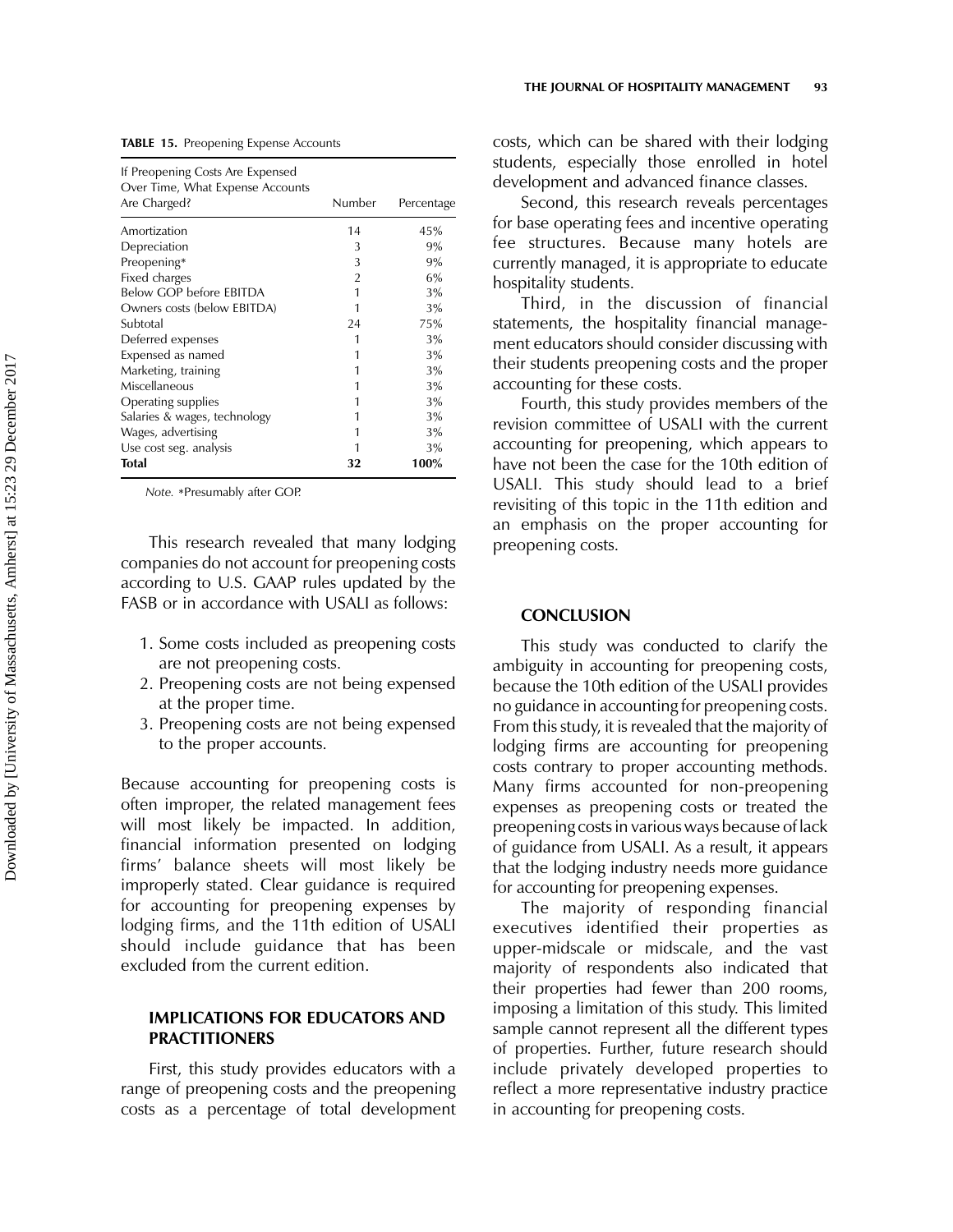**TABLE 15.** Preopening Expense Accounts

| If Preopening Costs Are Expensed Over Time, What Expense Accounts Are Charged? | Number | Percentage |
|---|---|---|
| Amortization | 14 | 45% |
| Depreciation | 3 | 9% |
| Preopening* | 3 | 9% |
| Fixed charges | 2 | 6% |
| Below GOP before EBITDA | 1 | 3% |
| Owners costs (below EBITDA) | 1 | 3% |
| Subtotal | 24 | 75% |
| Deferred expenses | 1 | 3% |
| Expensed as named | 1 | 3% |
| Marketing, training | 1 | 3% |
| Miscellaneous | 1 | 3% |
| Operating supplies | 1 | 3% |
| Salaries & wages, technology | 1 | 3% |
| Wages, advertising | 1 | 3% |
| Use cost seg. analysis | 1 | 3% |
| **Total** | **32** | **100%** |

*Note.* *Presumably after GOP.

This research revealed that many lodging companies do not account for preopening costs according to U.S. GAAP rules updated by the FASB or in accordance with USALI as follows:

1. Some costs included as preopening costs are not preopening costs.
2. Preopening costs are not being expensed at the proper time.
3. Preopening costs are not being expensed to the proper accounts.

Because accounting for preopening costs is often improper, the related management fees will most likely be impacted. In addition, financial information presented on lodging firms' balance sheets will most likely be improperly stated. Clear guidance is required for accounting for preopening expenses by lodging firms, and the 11th edition of USALI should include guidance that has been excluded from the current edition.

## IMPLICATIONS FOR EDUCATORS AND PRACTITIONERS

First, this study provides educators with a range of preopening costs and the preopening costs as a percentage of total development costs, which can be shared with their lodging students, especially those enrolled in hotel development and advanced finance classes.

Second, this research reveals percentages for base operating fees and incentive operating fee structures. Because many hotels are currently managed, it is appropriate to educate hospitality students.

Third, in the discussion of financial statements, the hospitality financial management educators should consider discussing with their students preopening costs and the proper accounting for these costs.

Fourth, this study provides members of the revision committee of USALI with the current accounting for preopening, which appears to have not been the case for the 10th edition of USALI. This study should lead to a brief revisiting of this topic in the 11th edition and an emphasis on the proper accounting for preopening costs.

## CONCLUSION

This study was conducted to clarify the ambiguity in accounting for preopening costs, because the 10th edition of the USALI provides no guidance in accounting for preopening costs. From this study, it is revealed that the majority of lodging firms are accounting for preopening costs contrary to proper accounting methods. Many firms accounted for non-preopening expenses as preopening costs or treated the preopening costs in various ways because of lack of guidance from USALI. As a result, it appears that the lodging industry needs more guidance for accounting for preopening expenses.

The majority of responding financial executives identified their properties as upper-midscale or midscale, and the vast majority of respondents also indicated that their properties had fewer than 200 rooms, imposing a limitation of this study. This limited sample cannot represent all the different types of properties. Further, future research should include privately developed properties to reflect a more representative industry practice in accounting for preopening costs.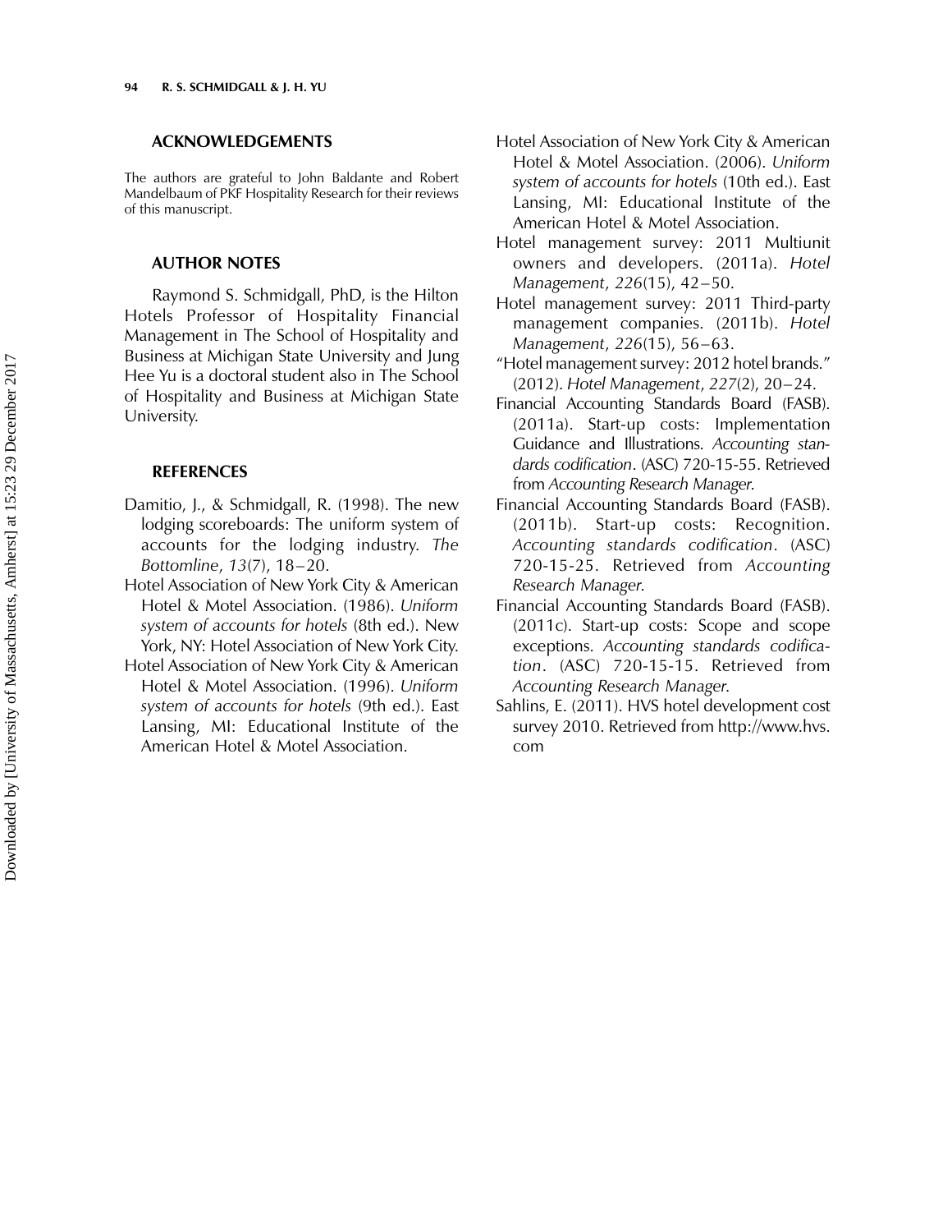## ACKNOWLEDGEMENTS

The authors are grateful to John Baldante and Robert Mandelbaum of PKF Hospitality Research for their reviews of this manuscript.

## AUTHOR NOTES

Raymond S. Schmidgall, PhD, is the Hilton Hotels Professor of Hospitality Financial Management in The School of Hospitality and Business at Michigan State University and Jung Hee Yu is a doctoral student also in The School of Hospitality and Business at Michigan State University.

## REFERENCES

Damitio, J., & Schmidgall, R. (1998). The new lodging scoreboards: The uniform system of accounts for the lodging industry. *The Bottomline*, *13*(7), 18–20.

Hotel Association of New York City & American Hotel & Motel Association. (1986). *Uniform system of accounts for hotels* (8th ed.). New York, NY: Hotel Association of New York City.

Hotel Association of New York City & American Hotel & Motel Association. (1996). *Uniform system of accounts for hotels* (9th ed.). East Lansing, MI: Educational Institute of the American Hotel & Motel Association.

Hotel Association of New York City & American Hotel & Motel Association. (2006). *Uniform system of accounts for hotels* (10th ed.). East Lansing, MI: Educational Institute of the American Hotel & Motel Association.

Hotel management survey: 2011 Multiunit owners and developers. (2011a). *Hotel Management*, *226*(15), 42–50.

Hotel management survey: 2011 Third-party management companies. (2011b). *Hotel Management*, *226*(15), 56–63.

"Hotel management survey: 2012 hotel brands." (2012). *Hotel Management*, *227*(2), 20–24.

Financial Accounting Standards Board (FASB). (2011a). Start-up costs: Implementation Guidance and Illustrations. *Accounting standards codification*. (ASC) 720-15-55. Retrieved from *Accounting Research Manager*.

Financial Accounting Standards Board (FASB). (2011b). Start-up costs: Recognition. *Accounting standards codification*. (ASC) 720-15-25. Retrieved from *Accounting Research Manager*.

Financial Accounting Standards Board (FASB). (2011c). Start-up costs: Scope and scope exceptions. *Accounting standards codification*. (ASC) 720-15-15. Retrieved from *Accounting Research Manager*.

Sahlins, E. (2011). HVS hotel development cost survey 2010. Retrieved from http://www.hvs.com